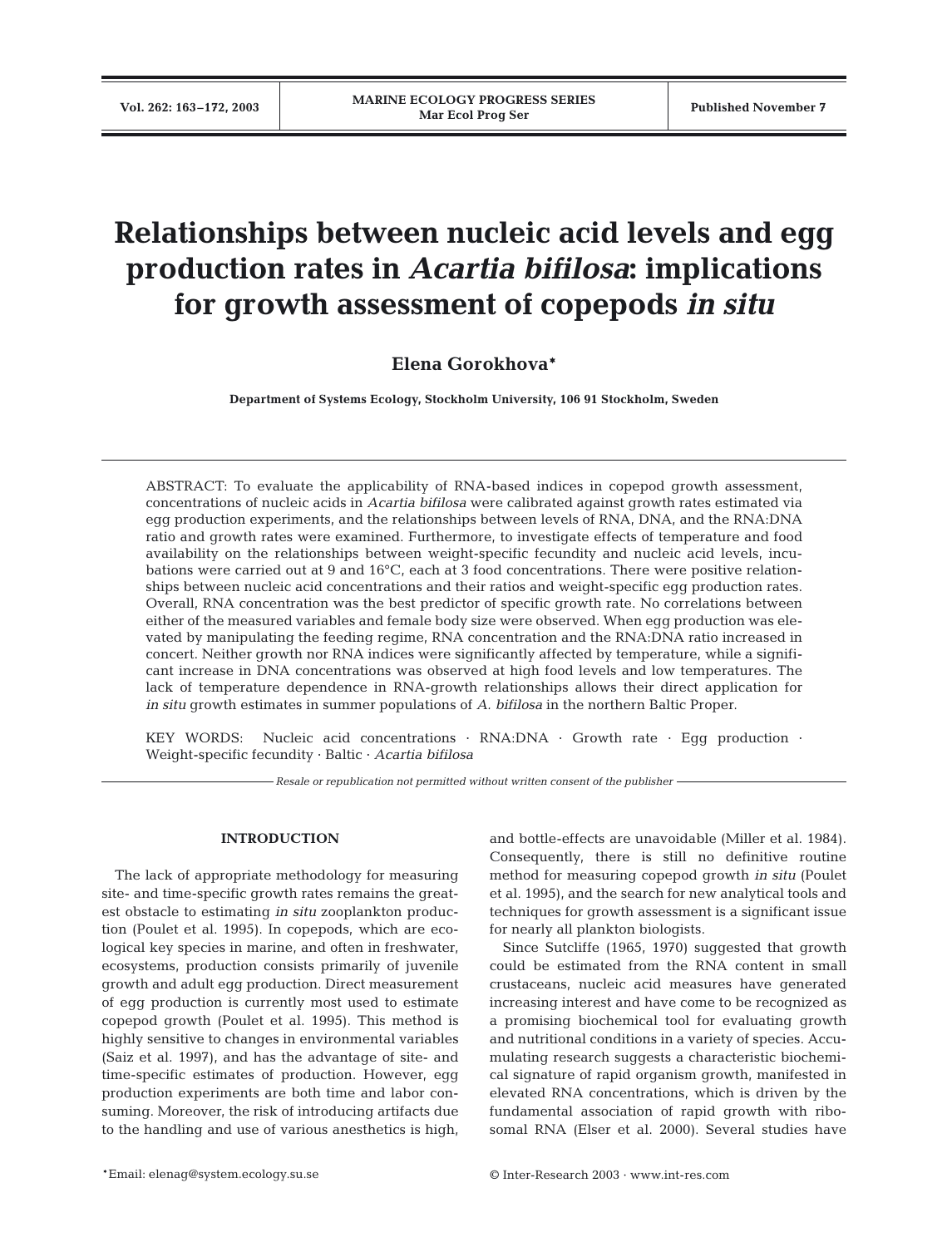# Relationships between nucleic acid levels and egg production rates in *Acartia bifilosa*: implications for growth assessment of copepods *in situ*

**Elena Gorokhova***

**Department of Systems Ecology, Stockholm University, 106 91 Stockholm, Sweden**

ABSTRACT: To evaluate the applicability of RNA-based indices in copepod growth assessment, concentrations of nucleic acids in *Acartia bifilosa* were calibrated against growth rates estimated via egg production experiments, and the relationships between levels of RNA, DNA, and the RNA:DNA ratio and growth rates were examined. Furthermore, to investigate effects of temperature and food availability on the relationships between weight-specific fecundity and nucleic acid levels, incubations were carried out at 9 and 16°C, each at 3 food concentrations. There were positive relationships between nucleic acid concentrations and their ratios and weight-specific egg production rates. Overall, RNA concentration was the best predictor of specific growth rate. No correlations between either of the measured variables and female body size were observed. When egg production was elevated by manipulating the feeding regime, RNA concentration and the RNA:DNA ratio increased in concert. Neither growth nor RNA indices were significantly affected by temperature, while a significant increase in DNA concentrations was observed at high food levels and low temperatures. The lack of temperature dependence in RNA-growth relationships allows their direct application for *in situ* growth estimates in summer populations of *A. bifilosa* in the northern Baltic Proper.

KEY WORDS: Nucleic acid concentrations · RNA:DNA · Growth rate · Egg production · Weight-specific fecundity · Baltic · *Acartia bifilosa*

*Resale or republication not permitted without written consent of the publisher*

## INTRODUCTION

The lack of appropriate methodology for measuring site- and time-specific growth rates remains the greatest obstacle to estimating *in situ* zooplankton production (Poulet et al. 1995). In copepods, which are ecological key species in marine, and often in freshwater, ecosystems, production consists primarily of juvenile growth and adult egg production. Direct measurement of egg production is currently most used to estimate copepod growth (Poulet et al. 1995). This method is highly sensitive to changes in environmental variables (Saiz et al. 1997), and has the advantage of site- and time-specific estimates of production. However, egg production experiments are both time and labor consuming. Moreover, the risk of introducing artifacts due to the handling and use of various anesthetics is high, and bottle-effects are unavoidable (Miller et al. 1984). Consequently, there is still no definitive routine method for measuring copepod growth *in situ* (Poulet et al. 1995), and the search for new analytical tools and techniques for growth assessment is a significant issue for nearly all plankton biologists.

Since Sutcliffe (1965, 1970) suggested that growth could be estimated from the RNA content in small crustaceans, nucleic acid measures have generated increasing interest and have come to be recognized as a promising biochemical tool for evaluating growth and nutritional conditions in a variety of species. Accumulating research suggests a characteristic biochemical signature of rapid organism growth, manifested in elevated RNA concentrations, which is driven by the fundamental association of rapid growth with ribosomal RNA (Elser et al. 2000). Several studies have

*Email: elenag@system.ecology.su.se

© Inter-Research 2003 · www.int-res.com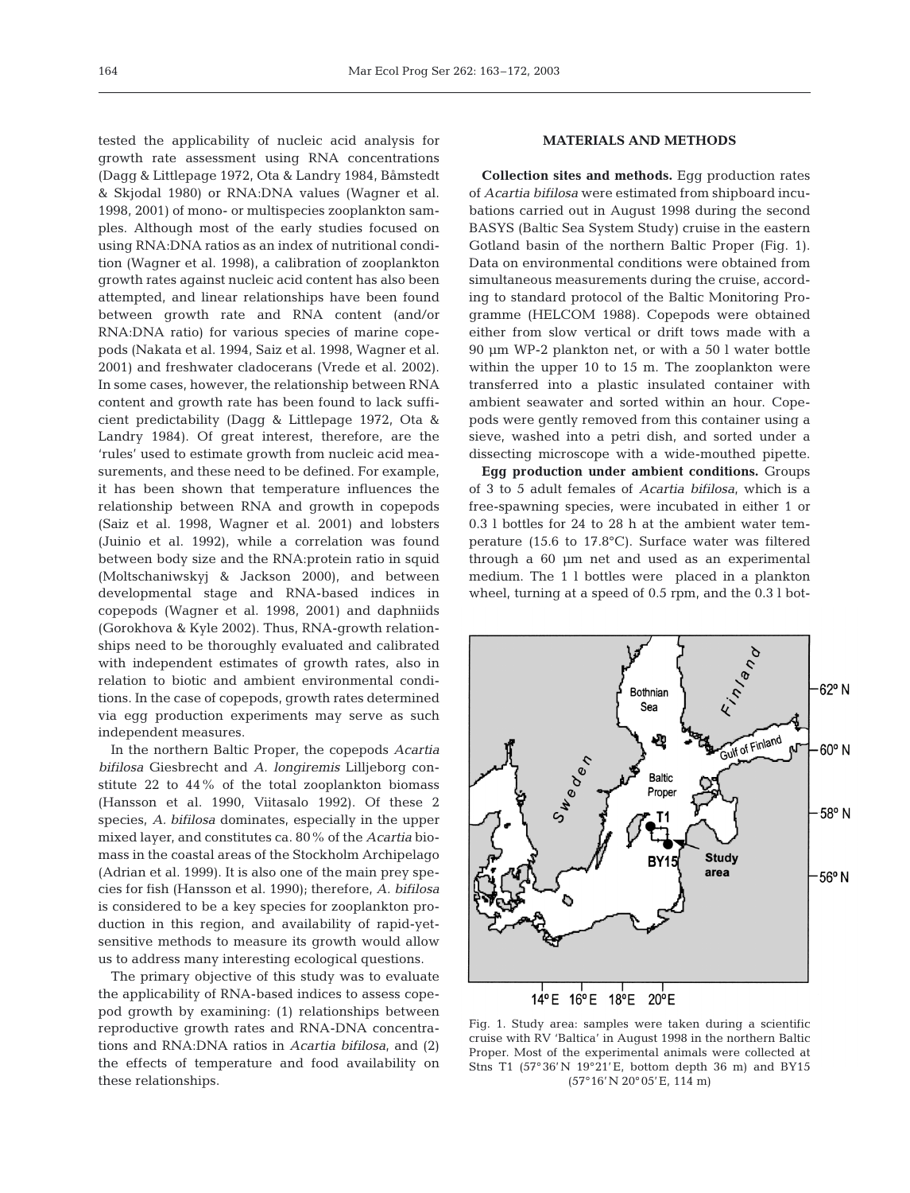tested the applicability of nucleic acid analysis for growth rate assessment using RNA concentrations (Dagg & Littlepage 1972, Ota & Landry 1984, Båmstedt & Skjodal 1980) or RNA:DNA values (Wagner et al. 1998, 2001) of mono- or multispecies zooplankton samples. Although most of the early studies focused on using RNA:DNA ratios as an index of nutritional condition (Wagner et al. 1998), a calibration of zooplankton growth rates against nucleic acid content has also been attempted, and linear relationships have been found between growth rate and RNA content (and/or RNA:DNA ratio) for various species of marine copepods (Nakata et al. 1994, Saiz et al. 1998, Wagner et al. 2001) and freshwater cladocerans (Vrede et al. 2002). In some cases, however, the relationship between RNA content and growth rate has been found to lack sufficient predictability (Dagg & Littlepage 1972, Ota & Landry 1984). Of great interest, therefore, are the 'rules' used to estimate growth from nucleic acid measurements, and these need to be defined. For example, it has been shown that temperature influences the relationship between RNA and growth in copepods (Saiz et al. 1998, Wagner et al. 2001) and lobsters (Juinio et al. 1992), while a correlation was found between body size and the RNA:protein ratio in squid (Moltschaniwskyj & Jackson 2000), and between developmental stage and RNA-based indices in copepods (Wagner et al. 1998, 2001) and daphniids (Gorokhova & Kyle 2002). Thus, RNA-growth relationships need to be thoroughly evaluated and calibrated with independent estimates of growth rates, also in relation to biotic and ambient environmental conditions. In the case of copepods, growth rates determined via egg production experiments may serve as such independent measures.

In the northern Baltic Proper, the copepods *Acartia bifilosa* Giesbrecht and *A. longiremis* Lilljeborg constitute 22 to 44% of the total zooplankton biomass (Hansson et al. 1990, Viitasalo 1992). Of these 2 species, *A. bifilosa* dominates, especially in the upper mixed layer, and constitutes ca. 80% of the *Acartia* biomass in the coastal areas of the Stockholm Archipelago (Adrian et al. 1999). It is also one of the main prey species for fish (Hansson et al. 1990); therefore, *A. bifilosa* is considered to be a key species for zooplankton production in this region, and availability of rapid-yet-sensitive methods to measure its growth would allow us to address many interesting ecological questions.

The primary objective of this study was to evaluate the applicability of RNA-based indices to assess copepod growth by examining: (1) relationships between reproductive growth rates and RNA-DNA concentrations and RNA:DNA ratios in *Acartia bifilosa*, and (2) the effects of temperature and food availability on these relationships.

## MATERIALS AND METHODS

**Collection sites and methods.** Egg production rates of *Acartia bifilosa* were estimated from shipboard incubations carried out in August 1998 during the second BASYS (Baltic Sea System Study) cruise in the eastern Gotland basin of the northern Baltic Proper (Fig. 1). Data on environmental conditions were obtained from simultaneous measurements during the cruise, according to standard protocol of the Baltic Monitoring Programme (HELCOM 1988). Copepods were obtained either from slow vertical or drift tows made with a 90 µm WP-2 plankton net, or with a 50 l water bottle within the upper 10 to 15 m. The zooplankton were transferred into a plastic insulated container with ambient seawater and sorted within an hour. Copepods were gently removed from this container using a sieve, washed into a petri dish, and sorted under a dissecting microscope with a wide-mouthed pipette.

**Egg production under ambient conditions.** Groups of 3 to 5 adult females of *Acartia bifilosa*, which is a free-spawning species, were incubated in either 1 or 0.3 l bottles for 24 to 28 h at the ambient water temperature (15.6 to 17.8°C). Surface water was filtered through a 60 µm net and used as an experimental medium. The 1 l bottles were placed in a plankton wheel, turning at a speed of 0.5 rpm, and the 0.3 l bot-

Fig. 1. Study area: samples were taken during a scientific cruise with RV 'Baltica' in August 1998 in the northern Baltic Proper. Most of the experimental animals were collected at Stns T1 (57°36'N 19°21'E, bottom depth 36 m) and BY15 (57°16'N 20°05'E, 114 m)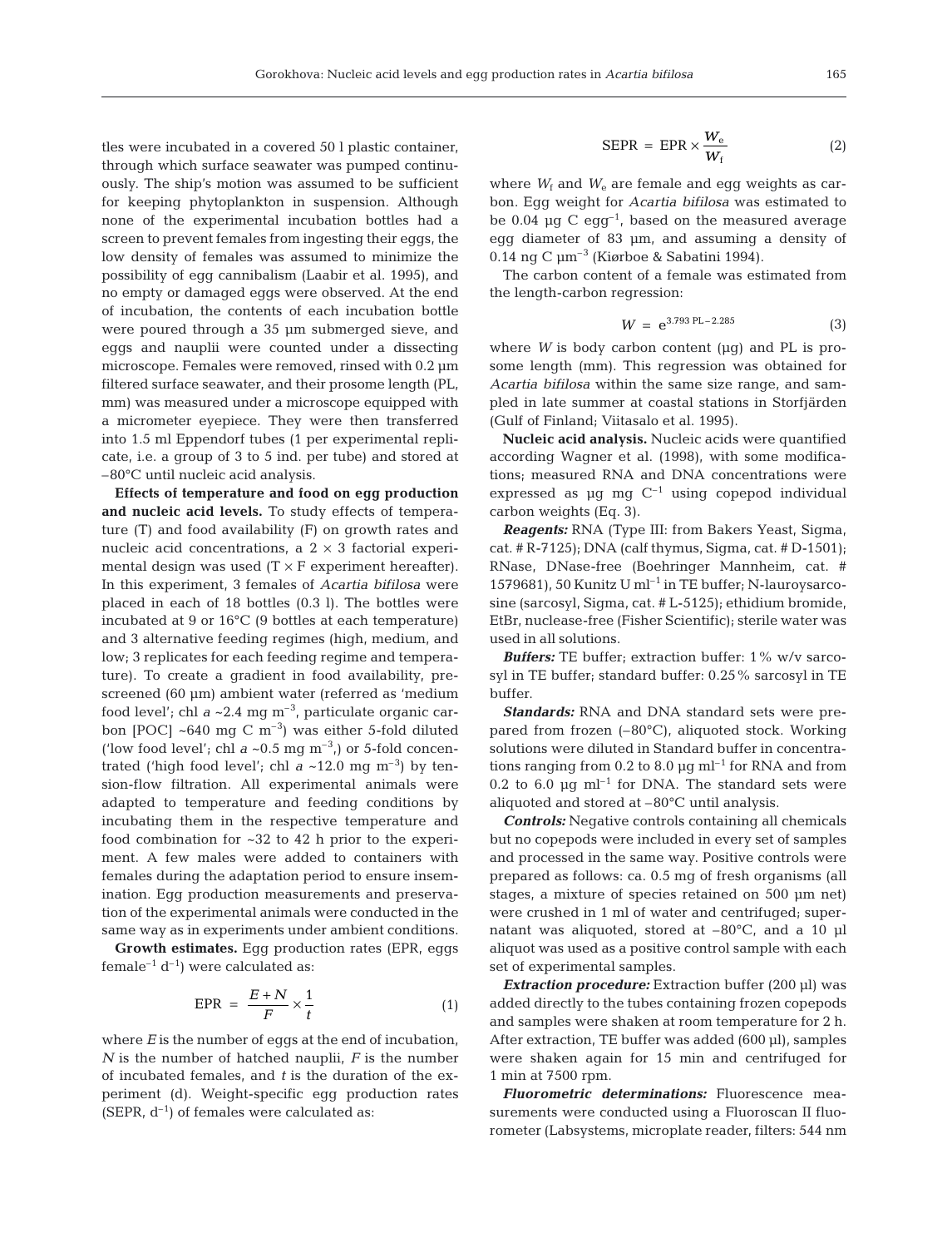tles were incubated in a covered 50 l plastic container, through which surface seawater was pumped continuously. The ship's motion was assumed to be sufficient for keeping phytoplankton in suspension. Although none of the experimental incubation bottles had a screen to prevent females from ingesting their eggs, the low density of females was assumed to minimize the possibility of egg cannibalism (Laabir et al. 1995), and no empty or damaged eggs were observed. At the end of incubation, the contents of each incubation bottle were poured through a 35 µm submerged sieve, and eggs and nauplii were counted under a dissecting microscope. Females were removed, rinsed with 0.2 µm filtered surface seawater, and their prosome length (PL, mm) was measured under a microscope equipped with a micrometer eyepiece. They were then transferred into 1.5 ml Eppendorf tubes (1 per experimental replicate, i.e. a group of 3 to 5 ind. per tube) and stored at –80°C until nucleic acid analysis.

**Effects of temperature and food on egg production and nucleic acid levels.** To study effects of temperature (T) and food availability (F) on growth rates and nucleic acid concentrations, a 2 × 3 factorial experimental design was used (T × F experiment hereafter). In this experiment, 3 females of *Acartia bifilosa* were placed in each of 18 bottles (0.3 l). The bottles were incubated at 9 or 16°C (9 bottles at each temperature) and 3 alternative feeding regimes (high, medium, and low; 3 replicates for each feeding regime and temperature). To create a gradient in food availability, prescreened (60 µm) ambient water (referred as 'medium food level'; chl *a* ~2.4 mg $m^{-3}$, particulate organic carbon [POC] ~640 mg C $m^{-3}$) was either 5-fold diluted ('low food level'; chl *a* ~0.5 mg $m^{-3}$,) or 5-fold concentrated ('high food level'; chl *a* ~12.0 mg $m^{-3}$) by tension-flow filtration. All experimental animals were adapted to temperature and feeding conditions by incubating them in the respective temperature and food combination for ~32 to 42 h prior to the experiment. A few males were added to containers with females during the adaptation period to ensure insemination. Egg production measurements and preservation of the experimental animals were conducted in the same way as in experiments under ambient conditions.

**Growth estimates.** Egg production rates (EPR, eggs female$^{-1}$ d$^{-1}$) were calculated as:

$$\text{EPR} = \frac{E + N}{F} \times \frac{1}{t} \tag{1}$$

where $E$ is the number of eggs at the end of incubation, $N$ is the number of hatched nauplii, $F$ is the number of incubated females, and $t$ is the duration of the experiment (d). Weight-specific egg production rates (SEPR, d$^{-1}$) of females were calculated as:

$$\text{SEPR} = \text{EPR} \times \frac{W_e}{W_f} \tag{2}$$

where $W_f$ and $W_e$ are female and egg weights as carbon. Egg weight for *Acartia bifilosa* was estimated to be 0.04 µg C egg$^{-1}$, based on the measured average egg diameter of 83 µm, and assuming a density of 0.14 ng C µm$^{-3}$ (Kiørboe & Sabatini 1994).

The carbon content of a female was estimated from the length-carbon regression:

$$W = e^{3.793\,\text{PL} - 2.285} \tag{3}$$

where $W$ is body carbon content (µg) and PL is prosome length (mm). This regression was obtained for *Acartia bifilosa* within the same size range, and sampled in late summer at coastal stations in Storfjärden (Gulf of Finland; Viitasalo et al. 1995).

**Nucleic acid analysis.** Nucleic acids were quantified according Wagner et al. (1998), with some modifications; measured RNA and DNA concentrations were expressed as µg mg C$^{-1}$ using copepod individual carbon weights (Eq. 3).

***Reagents:*** RNA (Type III: from Bakers Yeast, Sigma, cat. # R-7125); DNA (calf thymus, Sigma, cat. # D-1501); RNase, DNase-free (Boehringer Mannheim, cat. # 1579681), 50 Kunitz U ml$^{-1}$ in TE buffer; N-lauroysarcosine (sarcosyl, Sigma, cat. # L-5125); ethidium bromide, EtBr, nuclease-free (Fisher Scientific); sterile water was used in all solutions.

***Buffers:*** TE buffer; extraction buffer: 1% w/v sarcosyl in TE buffer; standard buffer: 0.25% sarcosyl in TE buffer.

***Standards:*** RNA and DNA standard sets were prepared from frozen (–80°C), aliquoted stock. Working solutions were diluted in Standard buffer in concentrations ranging from 0.2 to 8.0 µg ml$^{-1}$ for RNA and from 0.2 to 6.0 µg ml$^{-1}$ for DNA. The standard sets were aliquoted and stored at –80°C until analysis.

***Controls:*** Negative controls containing all chemicals but no copepods were included in every set of samples and processed in the same way. Positive controls were prepared as follows: ca. 0.5 mg of fresh organisms (all stages, a mixture of species retained on 500 µm net) were crushed in 1 ml of water and centrifuged; supernatant was aliquoted, stored at –80°C, and a 10 µl aliquot was used as a positive control sample with each set of experimental samples.

***Extraction procedure:*** Extraction buffer (200 µl) was added directly to the tubes containing frozen copepods and samples were shaken at room temperature for 2 h. After extraction, TE buffer was added (600 µl), samples were shaken again for 15 min and centrifuged for 1 min at 7500 rpm.

***Fluorometric determinations:*** Fluorescence measurements were conducted using a Fluoroscan II fluorometer (Labsystems, microplate reader, filters: 544 nm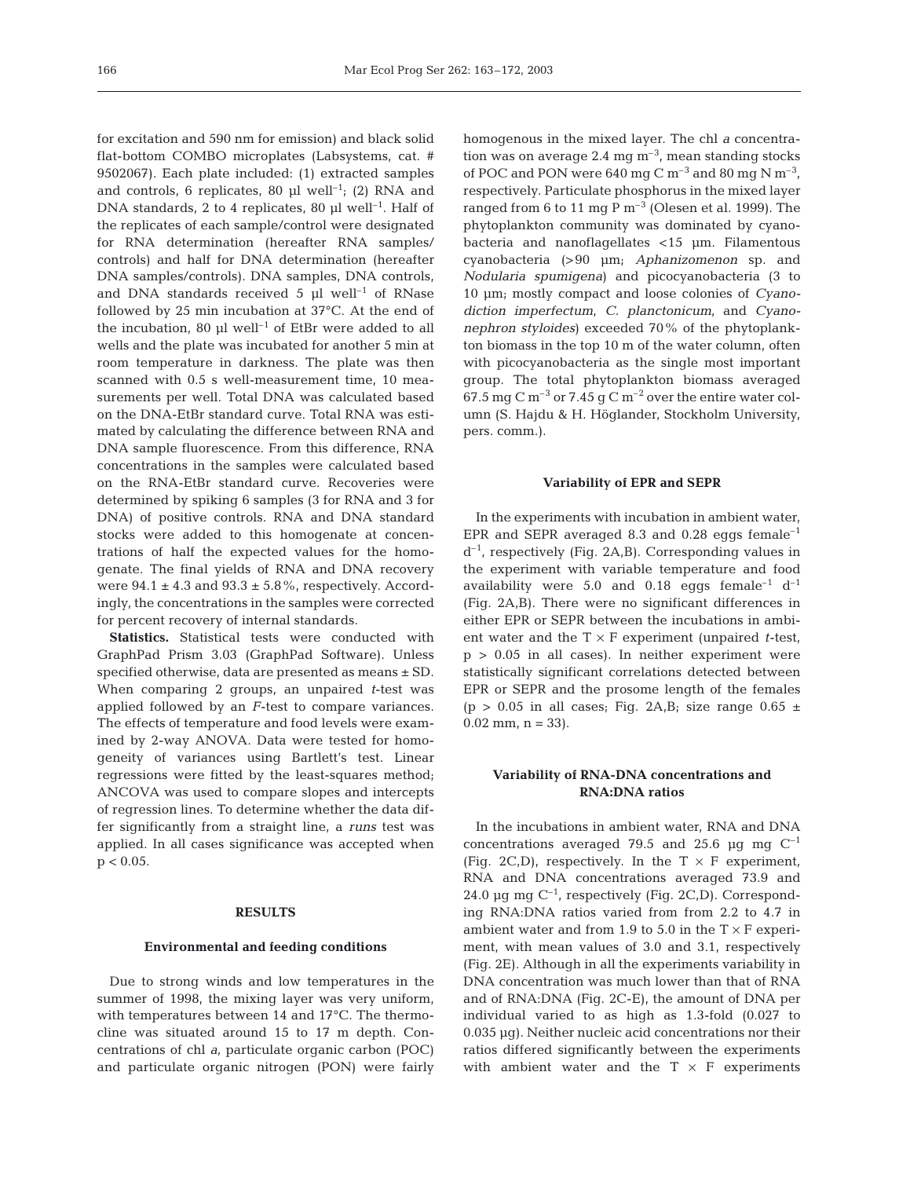for excitation and 590 nm for emission) and black solid flat-bottom COMBO microplates (Labsystems, cat. # 9502067). Each plate included: (1) extracted samples and controls, 6 replicates, 80 µl well$^{-1}$; (2) RNA and DNA standards, 2 to 4 replicates, 80 µl well$^{-1}$. Half of the replicates of each sample/control were designated for RNA determination (hereafter RNA samples/controls) and half for DNA determination (hereafter DNA samples/controls). DNA samples, DNA controls, and DNA standards received 5 µl well$^{-1}$ of RNase followed by 25 min incubation at 37°C. At the end of the incubation, 80 µl well$^{-1}$ of EtBr were added to all wells and the plate was incubated for another 5 min at room temperature in darkness. The plate was then scanned with 0.5 s well-measurement time, 10 measurements per well. Total DNA was calculated based on the DNA-EtBr standard curve. Total RNA was estimated by calculating the difference between RNA and DNA sample fluorescence. From this difference, RNA concentrations in the samples were calculated based on the RNA-EtBr standard curve. Recoveries were determined by spiking 6 samples (3 for RNA and 3 for DNA) of positive controls. RNA and DNA standard stocks were added to this homogenate at concentrations of half the expected values for the homogenate. The final yields of RNA and DNA recovery were 94.1 ± 4.3 and 93.3 ± 5.8%, respectively. Accordingly, the concentrations in the samples were corrected for percent recovery of internal standards.

**Statistics.** Statistical tests were conducted with GraphPad Prism 3.03 (GraphPad Software). Unless specified otherwise, data are presented as means ± SD. When comparing 2 groups, an unpaired *t*-test was applied followed by an *F*-test to compare variances. The effects of temperature and food levels were examined by 2-way ANOVA. Data were tested for homogeneity of variances using Bartlett's test. Linear regressions were fitted by the least-squares method; ANCOVA was used to compare slopes and intercepts of regression lines. To determine whether the data differ significantly from a straight line, a *runs* test was applied. In all cases significance was accepted when $p < 0.05$.

## RESULTS

### Environmental and feeding conditions

Due to strong winds and low temperatures in the summer of 1998, the mixing layer was very uniform, with temperatures between 14 and 17°C. The thermocline was situated around 15 to 17 m depth. Concentrations of chl *a*, particulate organic carbon (POC) and particulate organic nitrogen (PON) were fairly homogenous in the mixed layer. The chl *a* concentration was on average 2.4 mg m$^{-3}$, mean standing stocks of POC and PON were 640 mg C m$^{-3}$ and 80 mg N m$^{-3}$, respectively. Particulate phosphorus in the mixed layer ranged from 6 to 11 mg P m$^{-3}$ (Olesen et al. 1999). The phytoplankton community was dominated by cyanobacteria and nanoflagellates <15 µm. Filamentous cyanobacteria (>90 µm; *Aphanizomenon* sp. and *Nodularia spumigena*) and picocyanobacteria (3 to 10 µm; mostly compact and loose colonies of *Cyanodiction imperfectum*, *C. planctonicum*, and *Cyanonephron styloides*) exceeded 70% of the phytoplankton biomass in the top 10 m of the water column, often with picocyanobacteria as the single most important group. The total phytoplankton biomass averaged 67.5 mg C m$^{-3}$ or 7.45 g C m$^{-2}$ over the entire water column (S. Hajdu & H. Höglander, Stockholm University, pers. comm.).

### Variability of EPR and SEPR

In the experiments with incubation in ambient water, EPR and SEPR averaged 8.3 and 0.28 eggs female$^{-1}$ d$^{-1}$, respectively (Fig. 2A,B). Corresponding values in the experiment with variable temperature and food availability were 5.0 and 0.18 eggs female$^{-1}$ d$^{-1}$ (Fig. 2A,B). There were no significant differences in either EPR or SEPR between the incubations in ambient water and the T × F experiment (unpaired *t*-test, $p > 0.05$ in all cases). In neither experiment were statistically significant correlations detected between EPR or SEPR and the prosome length of the females ($p > 0.05$ in all cases; Fig. 2A,B; size range 0.65 ± 0.02 mm, n = 33).

### Variability of RNA-DNA concentrations and RNA:DNA ratios

In the incubations in ambient water, RNA and DNA concentrations averaged 79.5 and 25.6 µg mg C$^{-1}$ (Fig. 2C,D), respectively. In the T × F experiment, RNA and DNA concentrations averaged 73.9 and 24.0 µg mg C$^{-1}$, respectively (Fig. 2C,D). Corresponding RNA:DNA ratios varied from from 2.2 to 4.7 in ambient water and from 1.9 to 5.0 in the T × F experiment, with mean values of 3.0 and 3.1, respectively (Fig. 2E). Although in all the experiments variability in DNA concentration was much lower than that of RNA and of RNA:DNA (Fig. 2C-E), the amount of DNA per individual varied to as high as 1.3-fold (0.027 to 0.035 µg). Neither nucleic acid concentrations nor their ratios differed significantly between the experiments with ambient water and the T × F experiments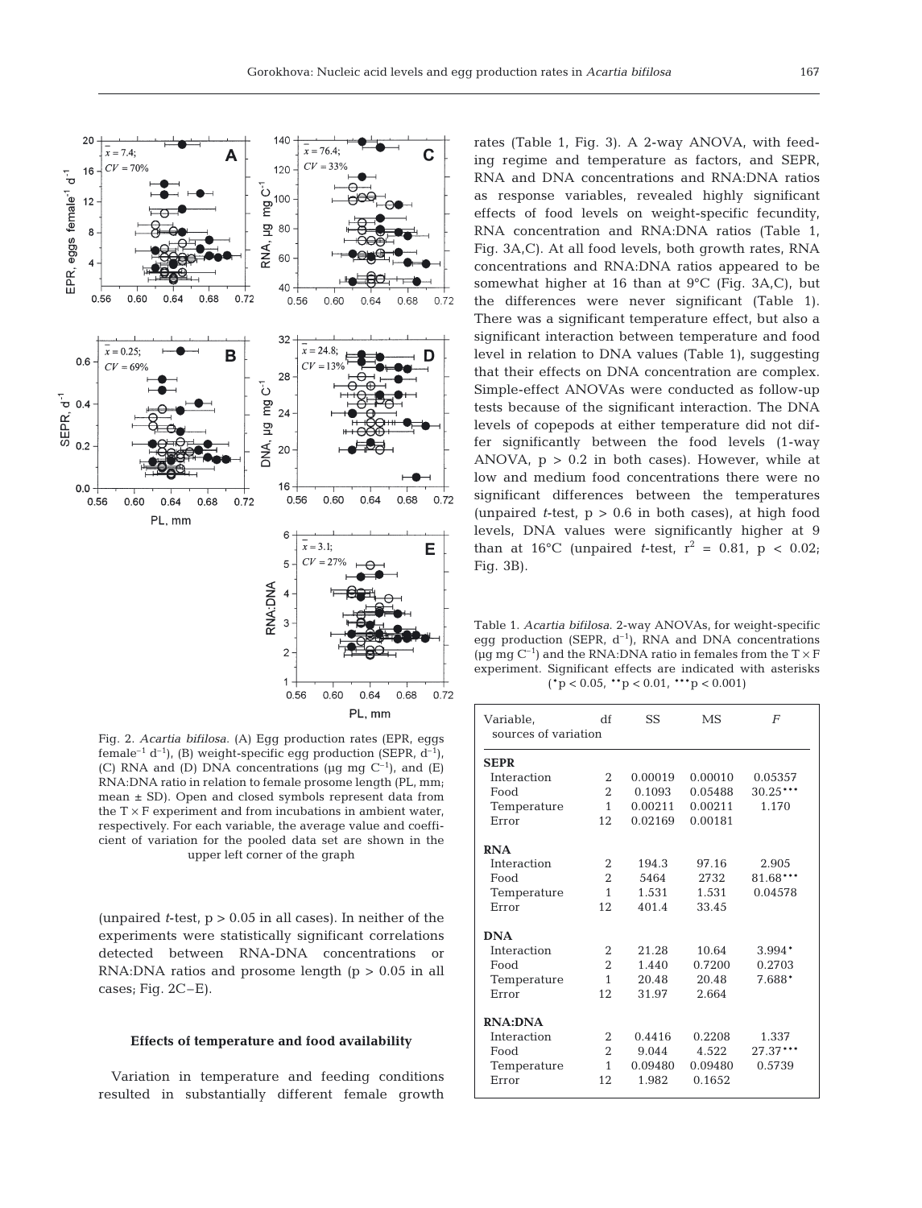Fig. 2. *Acartia bifilosa*. (A) Egg production rates (EPR, eggs female$^{-1}$ d$^{-1}$), (B) weight-specific egg production (SEPR, d$^{-1}$), (C) RNA and (D) DNA concentrations (µg mg C$^{-1}$), and (E) RNA:DNA ratio in relation to female prosome length (PL, mm; mean ± SD). Open and closed symbols represent data from the T × F experiment and from incubations in ambient water, respectively. For each variable, the average value and coefficient of variation for the pooled data set are shown in the upper left corner of the graph

(unpaired *t*-test, $p > 0.05$ in all cases). In neither of the experiments were statistically significant correlations detected between RNA-DNA concentrations or RNA:DNA ratios and prosome length ($p > 0.05$ in all cases; Fig. 2C–E).

### Effects of temperature and food availability

Variation in temperature and feeding conditions resulted in substantially different female growth rates (Table 1, Fig. 3). A 2-way ANOVA, with feeding regime and temperature as factors, and SEPR, RNA and DNA concentrations and RNA:DNA ratios as response variables, revealed highly significant effects of food levels on weight-specific fecundity, RNA concentration and RNA:DNA ratios (Table 1, Fig. 3A,C). At all food levels, both growth rates, RNA concentrations and RNA:DNA ratios appeared to be somewhat higher at 16 than at 9°C (Fig. 3A,C), but the differences were never significant (Table 1). There was a significant temperature effect, but also a significant interaction between temperature and food level in relation to DNA values (Table 1), suggesting that their effects on DNA concentration are complex. Simple-effect ANOVAs were conducted as follow-up tests because of the significant interaction. The DNA levels of copepods at either temperature did not differ significantly between the food levels (1-way ANOVA, $p > 0.2$ in both cases). However, while at low and medium food concentrations there were no significant differences between the temperatures (unpaired *t*-test, $p > 0.6$ in both cases), at high food levels, DNA values were significantly higher at 9 than at 16°C (unpaired *t*-test, $r^2 = 0.81$, $p < 0.02$; Fig. 3B).

Table 1. *Acartia bifilosa*. 2-way ANOVAs, for weight-specific egg production (SEPR, d$^{-1}$), RNA and DNA concentrations (µg mg C$^{-1}$) and the RNA:DNA ratio in females from the T × F experiment. Significant effects are indicated with asterisks (*$p < 0.05$, **$p < 0.01$, ***$p < 0.001$)

| Variable, sources of variation | df | SS | MS | *F* |
|---|---|---|---|---|
| **SEPR** | | | | |
| Interaction | 2 | 0.00019 | 0.00010 | 0.05357 |
| Food | 2 | 0.1093 | 0.05488 | 30.25*** |
| Temperature | 1 | 0.00211 | 0.00211 | 1.170 |
| Error | 12 | 0.02169 | 0.00181 | |
| **RNA** | | | | |
| Interaction | 2 | 194.3 | 97.16 | 2.905 |
| Food | 2 | 5464 | 2732 | 81.68*** |
| Temperature | 1 | 1.531 | 1.531 | 0.04578 |
| Error | 12 | 401.4 | 33.45 | |
| **DNA** | | | | |
| Interaction | 2 | 21.28 | 10.64 | 3.994* |
| Food | 2 | 1.440 | 0.7200 | 0.2703 |
| Temperature | 1 | 20.48 | 20.48 | 7.688* |
| Error | 12 | 31.97 | 2.664 | |
| **RNA:DNA** | | | | |
| Interaction | 2 | 0.4416 | 0.2208 | 1.337 |
| Food | 2 | 9.044 | 4.522 | 27.37*** |
| Temperature | 1 | 0.09480 | 0.09480 | 0.5739 |
| Error | 12 | 1.982 | 0.1652 | |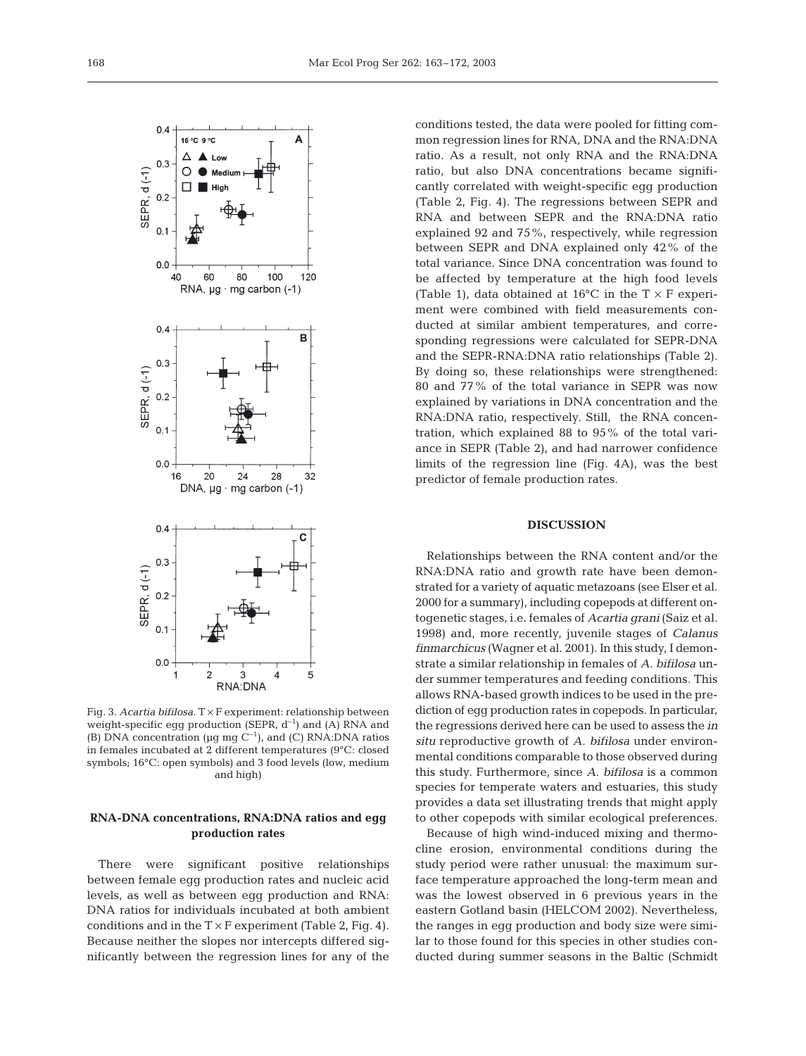Fig. 3. *Acartia bifilosa*. T × F experiment: relationship between weight-specific egg production (SEPR, $d^{-1}$) and (A) RNA and (B) DNA concentration ($\mu g\ mg\ C^{-1}$), and (C) RNA:DNA ratios in females incubated at 2 different temperatures (9°C: closed symbols; 16°C: open symbols) and 3 food levels (low, medium and high)

### RNA-DNA concentrations, RNA:DNA ratios and egg production rates

There were significant positive relationships between female egg production rates and nucleic acid levels, as well as between egg production and RNA: DNA ratios for individuals incubated at both ambient conditions and in the T × F experiment (Table 2, Fig. 4). Because neither the slopes nor intercepts differed significantly between the regression lines for any of the conditions tested, the data were pooled for fitting common regression lines for RNA, DNA and the RNA:DNA ratio. As a result, not only RNA and the RNA:DNA ratio, but also DNA concentrations became significantly correlated with weight-specific egg production (Table 2, Fig. 4). The regressions between SEPR and RNA and between SEPR and the RNA:DNA ratio explained 92 and 75%, respectively, while regression between SEPR and DNA explained only 42% of the total variance. Since DNA concentration was found to be affected by temperature at the high food levels (Table 1), data obtained at 16°C in the T × F experiment were combined with field measurements conducted at similar ambient temperatures, and corresponding regressions were calculated for SEPR-DNA and the SEPR-RNA:DNA ratio relationships (Table 2). By doing so, these relationships were strengthened: 80 and 77% of the total variance in SEPR was now explained by variations in DNA concentration and the RNA:DNA ratio, respectively. Still, the RNA concentration, which explained 88 to 95% of the total variance in SEPR (Table 2), and had narrower confidence limits of the regression line (Fig. 4A), was the best predictor of female production rates.

## DISCUSSION

Relationships between the RNA content and/or the RNA:DNA ratio and growth rate have been demonstrated for a variety of aquatic metazoans (see Elser et al. 2000 for a summary), including copepods at different ontogenetic stages, i.e. females of *Acartia grani* (Saiz et al. 1998) and, more recently, juvenile stages of *Calanus finmarchicus* (Wagner et al. 2001). In this study, I demonstrate a similar relationship in females of *A. bifilosa* under summer temperatures and feeding conditions. This allows RNA-based growth indices to be used in the prediction of egg production rates in copepods. In particular, the regressions derived here can be used to assess the *in situ* reproductive growth of *A. bifilosa* under environmental conditions comparable to those observed during this study. Furthermore, since *A. bifilosa* is a common species for temperate waters and estuaries, this study provides a data set illustrating trends that might apply to other copepods with similar ecological preferences.

Because of high wind-induced mixing and thermocline erosion, environmental conditions during the study period were rather unusual: the maximum surface temperature approached the long-term mean and was the lowest observed in 6 previous years in the eastern Gotland basin (HELCOM 2002). Nevertheless, the ranges in egg production and body size were similar to those found for this species in other studies conducted during summer seasons in the Baltic (Schmidt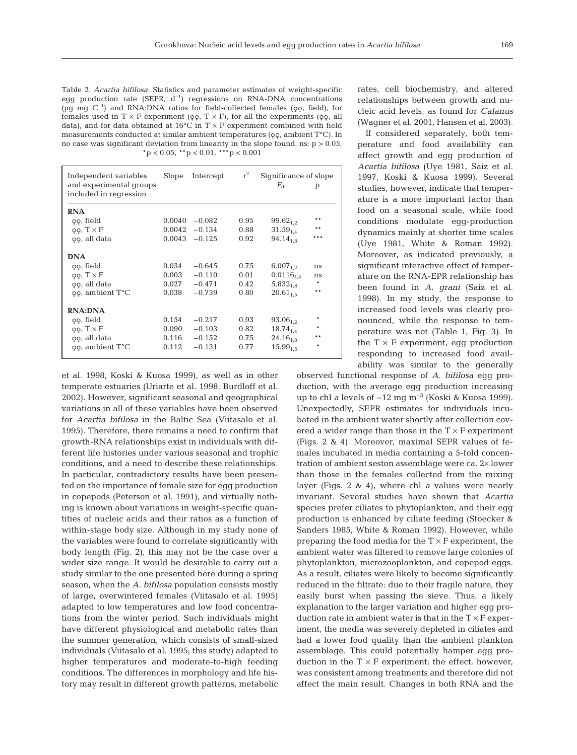Table 2. *Acartia bifilosa*. Statistics and parameter estimates of weight-specific egg production rate (SEPR, $d^{-1}$) regressions on RNA-DNA concentrations (µg mg $C^{-1}$) and RNA:DNA ratios for field-collected females (♀♀, field), for females used in T × F experiment (♀♀, T × F), for all the experiments (♀♀, all data), and for data obtained at 16°C in T × F experiment combined with field measurements conducted at similar ambient temperatures (♀♀, ambient T°C). In no case was significant deviation from linearity in the slope found. ns: $p > 0.05$, \*$p < 0.05$, \*\*$p < 0.01$, \*\*\*$p < 0.001$

| Independent variables and experimental groups included in regression | Slope | Intercept | $r^2$ | Significance of slope $F_{df}$ | p |
|---|---|---|---|---|---|
| **RNA** | | | | | |
| ♀♀, field | 0.0040 | −0.082 | 0.95 | $99.62_{1,2}$ | ** |
| ♀♀, T × F | 0.0042 | −0.134 | 0.88 | $31.59_{1,4}$ | ** |
| ♀♀, all data | 0.0043 | −0.125 | 0.92 | $94.14_{1,8}$ | *** |
| **DNA** | | | | | |
| ♀♀, field | 0.034 | −0.645 | 0.75 | $6.007_{1,2}$ | ns |
| ♀♀, T × F | 0.003 | −0.110 | 0.01 | $0.0116_{1,4}$ | ns |
| ♀♀, all data | 0.027 | −0.471 | 0.42 | $5.832_{1,8}$ | * |
| ♀♀, ambient T°C | 0.038 | −0.739 | 0.80 | $20.61_{1,5}$ | ** |
| **RNA:DNA** | | | | | |
| ♀♀, field | 0.154 | −0.217 | 0.93 | $93.06_{1,2}$ | * |
| ♀♀, T × F | 0.090 | −0.103 | 0.82 | $18.74_{1,4}$ | * |
| ♀♀, all data | 0.116 | −0.152 | 0.75 | $24.16_{1,8}$ | ** |
| ♀♀, ambient T°C | 0.112 | −0.131 | 0.77 | $15.99_{1,5}$ | * |

et al. 1998, Koski & Kuosa 1999), as well as in other temperate estuaries (Uriarte et al. 1998, Burdloff et al. 2002). However, significant seasonal and geographical variations in all of these variables have been observed for *Acartia bifilosa* in the Baltic Sea (Viitasalo et al. 1995). Therefore, there remains a need to confirm that growth-RNA relationships exist in individuals with different life histories under various seasonal and trophic conditions, and a need to describe these relationships. In particular, contradictory results have been presented on the importance of female size for egg production in copepods (Peterson et al. 1991), and virtually nothing is known about variations in weight-specific quantities of nucleic acids and their ratios as a function of within-stage body size. Although in my study none of the variables were found to correlate significantly with body length (Fig. 2), this may not be the case over a wider size range. It would be desirable to carry out a study similar to the one presented here during a spring season, when the *A. bifilosa* population consists mostly of large, overwintered females (Viitasalo et al. 1995) adapted to low temperatures and low food concentrations from the winter period. Such individuals might have different physiological and metabolic rates than the summer generation, which consists of small-sized individuals (Viitasalo et al. 1995; this study) adapted to higher temperatures and moderate-to-high feeding conditions. The differences in morphology and life history may result in different growth patterns, metabolic rates, cell biochemistry, and altered relationships between growth and nucleic acid levels, as found for *Calanus* (Wagner et al. 2001, Hansen et al. 2003).

If considered separately, both temperature and food availability can affect growth and egg production of *Acartia bifilosa* (Uye 1981, Saiz et al. 1997, Koski & Kuosa 1999). Several studies, however, indicate that temperature is a more important factor than food on a seasonal scale, while food conditions modulate egg-production dynamics mainly at shorter time scales (Uye 1981, White & Roman 1992). Moreover, as indicated previously, a significant interactive effect of temperature on the RNA-EPR relationship has been found in *A. grani* (Saiz et al. 1998). In my study, the response to increased food levels was clearly pronounced, while the response to temperature was not (Table 1, Fig. 3). In the T × F experiment, egg production responding to increased food availability was similar to the generally observed functional response of *A. bifilosa* egg production, with the average egg production increasing up to chl *a* levels of ~12 mg $m^{-3}$ (Koski & Kuosa 1999). Unexpectedly, SEPR estimates for individuals incubated in the ambient water shortly after collection covered a wider range than those in the T × F experiment (Figs. 2 & 4). Moreover, maximal SEPR values of females incubated in media containing a 5-fold concentration of ambient seston assemblage were ca. 2× lower than those in the females collected from the mixing layer (Figs. 2 & 4), where chl *a* values were nearly invariant. Several studies have shown that *Acartia* species prefer ciliates to phytoplankton, and their egg production is enhanced by ciliate feeding (Stoecker & Sanders 1985, White & Roman 1992). However, while preparing the food media for the T × F experiment, the ambient water was filtered to remove large colonies of phytoplankton, microzooplankton, and copepod eggs. As a result, ciliates were likely to become significantly reduced in the filtrate: due to their fragile nature, they easily burst when passing the sieve. Thus, a likely explanation to the larger variation and higher egg production rate in ambient water is that in the T × F experiment, the media was severely depleted in ciliates and had a lower food quality than the ambient plankton assemblage. This could potentially hamper egg production in the T × F experiment; the effect, however, was consistent among treatments and therefore did not affect the main result. Changes in both RNA and the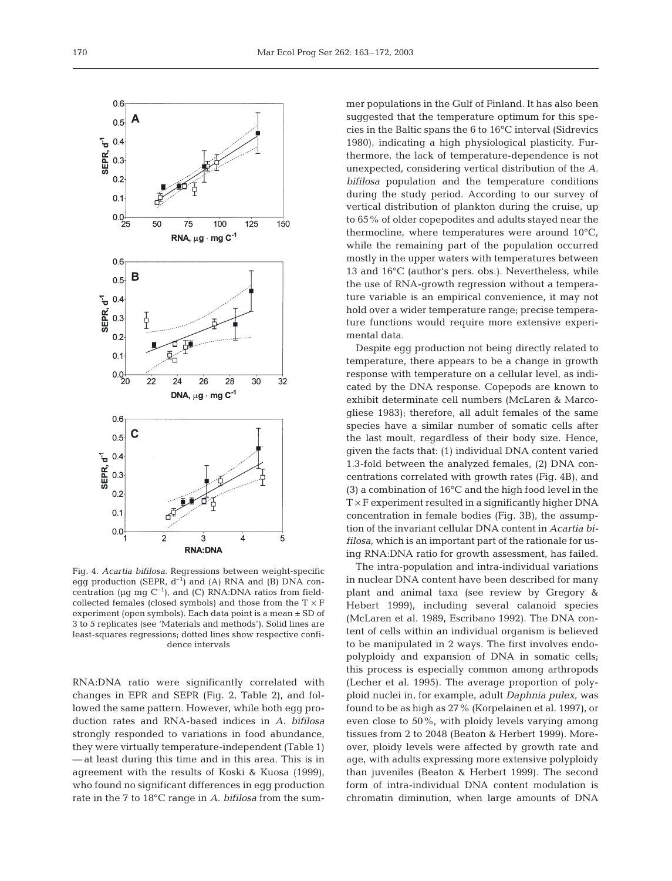Fig. 4. *Acartia bifilosa.* Regressions between weight-specific egg production (SEPR, $d^{-1}$) and (A) RNA and (B) DNA concentration (μg mg $C^{-1}$), and (C) RNA:DNA ratios from field-collected females (closed symbols) and those from the T × F experiment (open symbols). Each data point is a mean ± SD of 3 to 5 replicates (see 'Materials and methods'). Solid lines are least-squares regressions; dotted lines show respective confidence intervals

RNA:DNA ratio were significantly correlated with changes in EPR and SEPR (Fig. 2, Table 2), and followed the same pattern. However, while both egg production rates and RNA-based indices in *A. bifilosa* strongly responded to variations in food abundance, they were virtually temperature-independent (Table 1) — at least during this time and in this area. This is in agreement with the results of Koski & Kuosa (1999), who found no significant differences in egg production rate in the 7 to 18°C range in *A. bifilosa* from the summer populations in the Gulf of Finland. It has also been suggested that the temperature optimum for this species in the Baltic spans the 6 to 16°C interval (Sidrevics 1980), indicating a high physiological plasticity. Furthermore, the lack of temperature-dependence is not unexpected, considering vertical distribution of the *A. bifilosa* population and the temperature conditions during the study period. According to our survey of vertical distribution of plankton during the cruise, up to 65% of older copepodites and adults stayed near the thermocline, where temperatures were around 10°C, while the remaining part of the population occurred mostly in the upper waters with temperatures between 13 and 16°C (author's pers. obs.). Nevertheless, while the use of RNA-growth regression without a temperature variable is an empirical convenience, it may not hold over a wider temperature range; precise temperature functions would require more extensive experimental data.

Despite egg production not being directly related to temperature, there appears to be a change in growth response with temperature on a cellular level, as indicated by the DNA response. Copepods are known to exhibit determinate cell numbers (McLaren & Marcogliese 1983); therefore, all adult females of the same species have a similar number of somatic cells after the last moult, regardless of their body size. Hence, given the facts that: (1) individual DNA content varied 1.3-fold between the analyzed females, (2) DNA concentrations correlated with growth rates (Fig. 4B), and (3) a combination of 16°C and the high food level in the T × F experiment resulted in a significantly higher DNA concentration in female bodies (Fig. 3B), the assumption of the invariant cellular DNA content in *Acartia bifilosa*, which is an important part of the rationale for using RNA:DNA ratio for growth assessment, has failed.

The intra-population and intra-individual variations in nuclear DNA content have been described for many plant and animal taxa (see review by Gregory & Hebert 1999), including several calanoid species (McLaren et al. 1989, Escribano 1992). The DNA content of cells within an individual organism is believed to be manipulated in 2 ways. The first involves endopolyploidy and expansion of DNA in somatic cells; this process is especially common among arthropods (Lecher et al. 1995). The average proportion of polyploid nuclei in, for example, adult *Daphnia pulex*, was found to be as high as 27% (Korpelainen et al. 1997), or even close to 50%, with ploidy levels varying among tissues from 2 to 2048 (Beaton & Herbert 1999). Moreover, ploidy levels were affected by growth rate and age, with adults expressing more extensive polyploidy than juveniles (Beaton & Herbert 1999). The second form of intra-individual DNA content modulation is chromatin diminution, when large amounts of DNA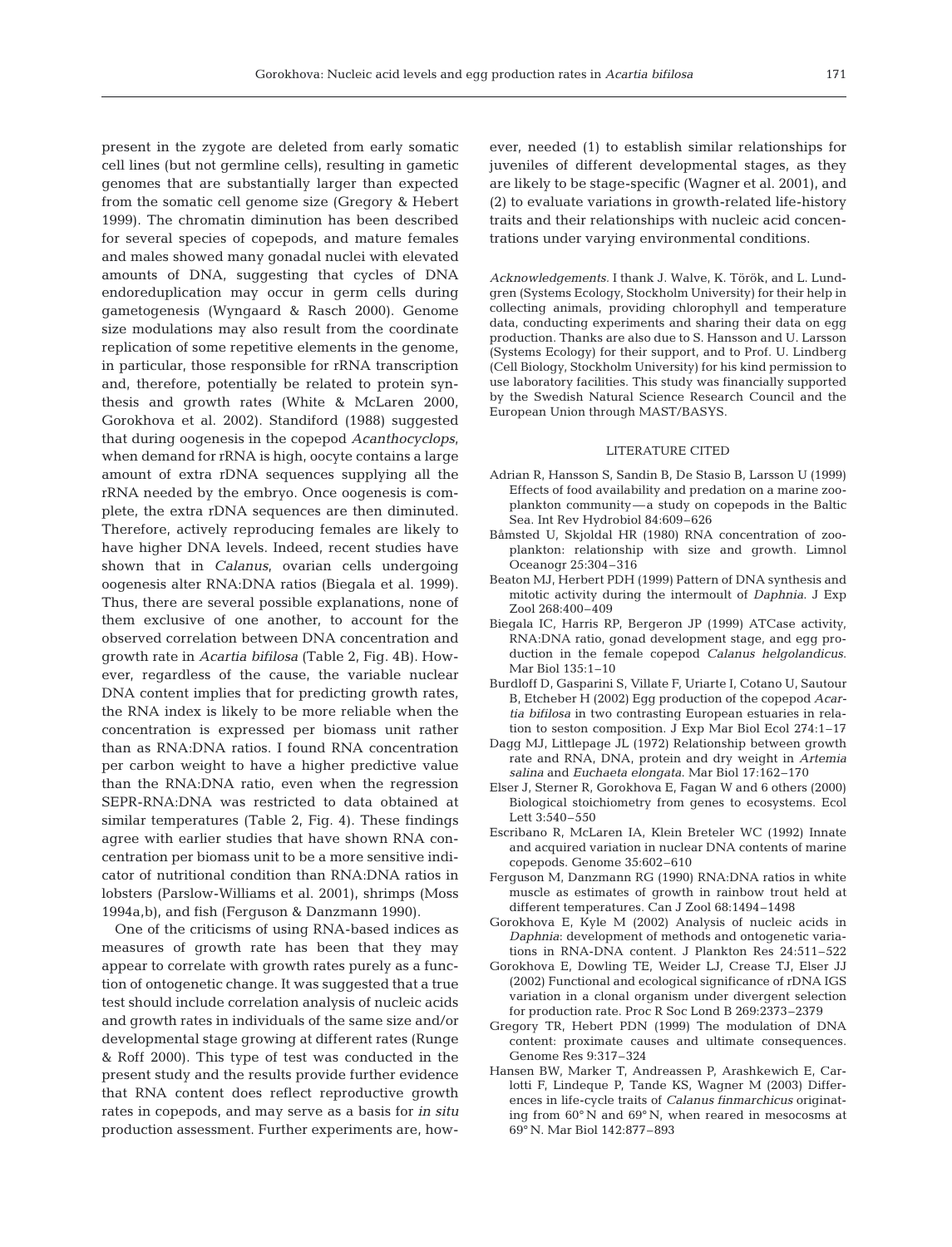present in the zygote are deleted from early somatic cell lines (but not germline cells), resulting in gametic genomes that are substantially larger than expected from the somatic cell genome size (Gregory & Hebert 1999). The chromatin diminution has been described for several species of copepods, and mature females and males showed many gonadal nuclei with elevated amounts of DNA, suggesting that cycles of DNA endoreduplication may occur in germ cells during gametogenesis (Wyngaard & Rasch 2000). Genome size modulations may also result from the coordinate replication of some repetitive elements in the genome, in particular, those responsible for rRNA transcription and, therefore, potentially be related to protein synthesis and growth rates (White & McLaren 2000, Gorokhova et al. 2002). Standiford (1988) suggested that during oogenesis in the copepod *Acanthocyclops*, when demand for rRNA is high, oocyte contains a large amount of extra rDNA sequences supplying all the rRNA needed by the embryo. Once oogenesis is complete, the extra rDNA sequences are then diminuted. Therefore, actively reproducing females are likely to have higher DNA levels. Indeed, recent studies have shown that in *Calanus*, ovarian cells undergoing oogenesis alter RNA:DNA ratios (Biegala et al. 1999). Thus, there are several possible explanations, none of them exclusive of one another, to account for the observed correlation between DNA concentration and growth rate in *Acartia bifilosa* (Table 2, Fig. 4B). However, regardless of the cause, the variable nuclear DNA content implies that for predicting growth rates, the RNA index is likely to be more reliable when the concentration is expressed per biomass unit rather than as RNA:DNA ratios. I found RNA concentration per carbon weight to have a higher predictive value than the RNA:DNA ratio, even when the regression SEPR-RNA:DNA was restricted to data obtained at similar temperatures (Table 2, Fig. 4). These findings agree with earlier studies that have shown RNA concentration per biomass unit to be a more sensitive indicator of nutritional condition than RNA:DNA ratios in lobsters (Parslow-Williams et al. 2001), shrimps (Moss 1994a,b), and fish (Ferguson & Danzmann 1990).

One of the criticisms of using RNA-based indices as measures of growth rate has been that they may appear to correlate with growth rates purely as a function of ontogenetic change. It was suggested that a true test should include correlation analysis of nucleic acids and growth rates in individuals of the same size and/or developmental stage growing at different rates (Runge & Roff 2000). This type of test was conducted in the present study and the results provide further evidence that RNA content does reflect reproductive growth rates in copepods, and may serve as a basis for *in situ* production assessment. Further experiments are, however, needed (1) to establish similar relationships for juveniles of different developmental stages, as they are likely to be stage-specific (Wagner et al. 2001), and (2) to evaluate variations in growth-related life-history traits and their relationships with nucleic acid concentrations under varying environmental conditions.

*Acknowledgements.* I thank J. Walve, K. Török, and L. Lundgren (Systems Ecology, Stockholm University) for their help in collecting animals, providing chlorophyll and temperature data, conducting experiments and sharing their data on egg production. Thanks are also due to S. Hansson and U. Larsson (Systems Ecology) for their support, and to Prof. U. Lindberg (Cell Biology, Stockholm University) for his kind permission to use laboratory facilities. This study was financially supported by the Swedish Natural Science Research Council and the European Union through MAST/BASYS.

## LITERATURE CITED

- Adrian R, Hansson S, Sandin B, De Stasio B, Larsson U (1999) Effects of food availability and predation on a marine zooplankton community—a study on copepods in the Baltic Sea. Int Rev Hydrobiol 84:609–626
- Båmsted U, Skjoldal HR (1980) RNA concentration of zooplankton: relationship with size and growth. Limnol Oceanogr 25:304–316
- Beaton MJ, Herbert PDH (1999) Pattern of DNA synthesis and mitotic activity during the intermoult of *Daphnia*. J Exp Zool 268:400–409
- Biegala IC, Harris RP, Bergeron JP (1999) ATCase activity, RNA:DNA ratio, gonad development stage, and egg production in the female copepod *Calanus helgolandicus*. Mar Biol 135:1–10
- Burdloff D, Gasparini S, Villate F, Uriarte I, Cotano U, Sautour B, Etcheber H (2002) Egg production of the copepod *Acartia bifilosa* in two contrasting European estuaries in relation to seston composition. J Exp Mar Biol Ecol 274:1–17
- Dagg MJ, Littlepage JL (1972) Relationship between growth rate and RNA, DNA, protein and dry weight in *Artemia salina* and *Euchaeta elongata*. Mar Biol 17:162–170
- Elser J, Sterner R, Gorokhova E, Fagan W and 6 others (2000) Biological stoichiometry from genes to ecosystems. Ecol Lett 3:540–550
- Escribano R, McLaren IA, Klein Breteler WC (1992) Innate and acquired variation in nuclear DNA contents of marine copepods. Genome 35:602–610
- Ferguson M, Danzmann RG (1990) RNA:DNA ratios in white muscle as estimates of growth in rainbow trout held at different temperatures. Can J Zool 68:1494–1498
- Gorokhova E, Kyle M (2002) Analysis of nucleic acids in *Daphnia*: development of methods and ontogenetic variations in RNA-DNA content. J Plankton Res 24:511–522
- Gorokhova E, Dowling TE, Weider LJ, Crease TJ, Elser JJ (2002) Functional and ecological significance of rDNA IGS variation in a clonal organism under divergent selection for production rate. Proc R Soc Lond B 269:2373–2379
- Gregory TR, Hebert PDN (1999) The modulation of DNA content: proximate causes and ultimate consequences. Genome Res 9:317–324
- Hansen BW, Marker T, Andreassen P, Arashkewich E, Carlotti F, Lindeque P, Tande KS, Wagner M (2003) Differences in life-cycle traits of *Calanus finmarchicus* originating from 60° N and 69° N, when reared in mesocosms at 69° N. Mar Biol 142:877–893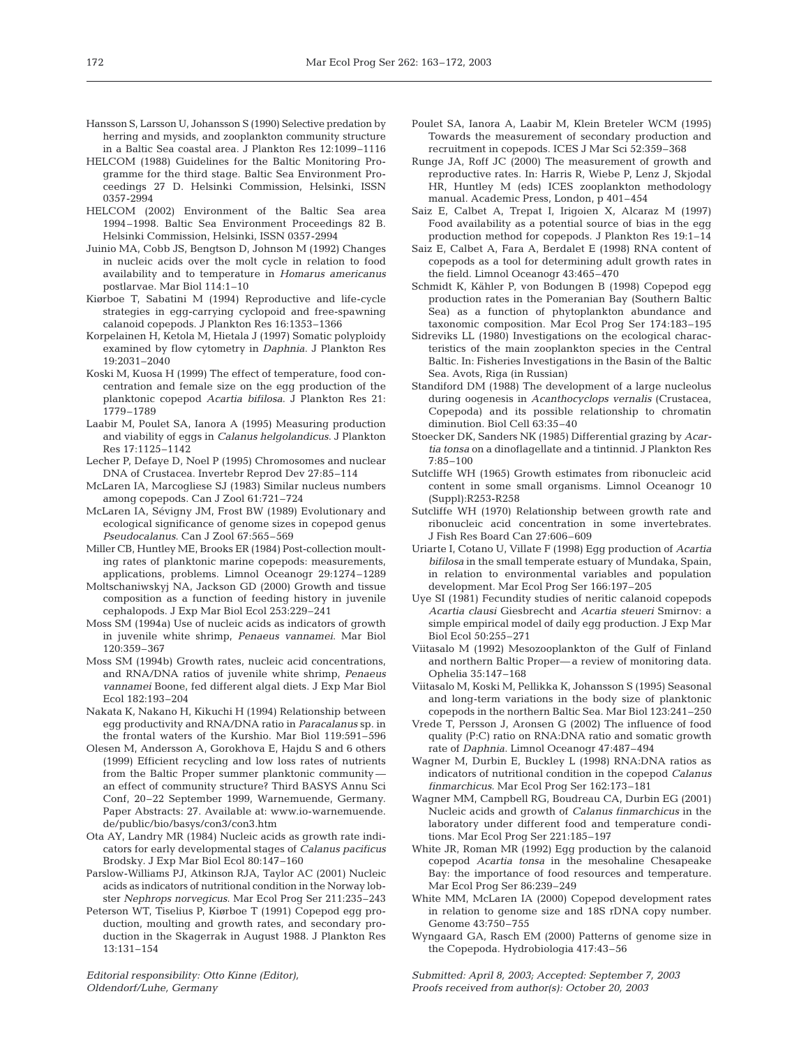Hansson S, Larsson U, Johansson S (1990) Selective predation by herring and mysids, and zooplankton community structure in a Baltic Sea coastal area. J Plankton Res 12:1099–1116

HELCOM (1988) Guidelines for the Baltic Monitoring Programme for the third stage. Baltic Sea Environment Proceedings 27 D. Helsinki Commission, Helsinki, ISSN 0357-2994

HELCOM (2002) Environment of the Baltic Sea area 1994–1998. Baltic Sea Environment Proceedings 82 B. Helsinki Commission, Helsinki, ISSN 0357-2994

Juinio MA, Cobb JS, Bengtson D, Johnson M (1992) Changes in nucleic acids over the molt cycle in relation to food availability and to temperature in *Homarus americanus* postlarvae. Mar Biol 114:1–10

Kiørboe T, Sabatini M (1994) Reproductive and life-cycle strategies in egg-carrying cyclopoid and free-spawning calanoid copepods. J Plankton Res 16:1353–1366

Korpelainen H, Ketola M, Hietala J (1997) Somatic polyploidy examined by flow cytometry in *Daphnia*. J Plankton Res 19:2031–2040

Koski M, Kuosa H (1999) The effect of temperature, food concentration and female size on the egg production of the planktonic copepod *Acartia bifilosa*. J Plankton Res 21: 1779–1789

Laabir M, Poulet SA, Ianora A (1995) Measuring production and viability of eggs in *Calanus helgolandicus*. J Plankton Res 17:1125–1142

Lecher P, Defaye D, Noel P (1995) Chromosomes and nuclear DNA of Crustacea. Invertebr Reprod Dev 27:85–114

McLaren IA, Marcogliese SJ (1983) Similar nucleus numbers among copepods. Can J Zool 61:721–724

McLaren IA, Sévigny JM, Frost BW (1989) Evolutionary and ecological significance of genome sizes in copepod genus *Pseudocalanus*. Can J Zool 67:565–569

Miller CB, Huntley ME, Brooks ER (1984) Post-collection moulting rates of planktonic marine copepods: measurements, applications, problems. Limnol Oceanogr 29:1274–1289

Moltschaniwskyj NA, Jackson GD (2000) Growth and tissue composition as a function of feeding history in juvenile cephalopods. J Exp Mar Biol Ecol 253:229–241

Moss SM (1994a) Use of nucleic acids as indicators of growth in juvenile white shrimp, *Penaeus vannamei*. Mar Biol 120:359–367

Moss SM (1994b) Growth rates, nucleic acid concentrations, and RNA/DNA ratios of juvenile white shrimp, *Penaeus vannamei* Boone, fed different algal diets. J Exp Mar Biol Ecol 182:193–204

Nakata K, Nakano H, Kikuchi H (1994) Relationship between egg productivity and RNA/DNA ratio in *Paracalanus* sp. in the frontal waters of the Kurshio. Mar Biol 119:591–596

Olesen M, Andersson A, Gorokhova E, Hajdu S and 6 others (1999) Efficient recycling and low loss rates of nutrients from the Baltic Proper summer planktonic community— an effect of community structure? Third BASYS Annu Sci Conf, 20–22 September 1999, Warnemuende, Germany. Paper Abstracts: 27. Available at: www.io-warnemuende.de/public/bio/basys/con3/con3.htm

Ota AY, Landry MR (1984) Nucleic acids as growth rate indicators for early developmental stages of *Calanus pacificus* Brodsky. J Exp Mar Biol Ecol 80:147–160

Parslow-Williams PJ, Atkinson RJA, Taylor AC (2001) Nucleic acids as indicators of nutritional condition in the Norway lobster *Nephrops norvegicus*. Mar Ecol Prog Ser 211:235–243

Peterson WT, Tiselius P, Kiørboe T (1991) Copepod egg production, moulting and growth rates, and secondary production in the Skagerrak in August 1988. J Plankton Res 13:131–154

Poulet SA, Ianora A, Laabir M, Klein Breteler WCM (1995) Towards the measurement of secondary production and recruitment in copepods. ICES J Mar Sci 52:359–368

Runge JA, Roff JC (2000) The measurement of growth and reproductive rates. In: Harris R, Wiebe P, Lenz J, Skjodal HR, Huntley M (eds) ICES zooplankton methodology manual. Academic Press, London, p 401–454

Saiz E, Calbet A, Trepat I, Irigoien X, Alcaraz M (1997) Food availability as a potential source of bias in the egg production method for copepods. J Plankton Res 19:1–14

Saiz E, Calbet A, Fara A, Berdalet E (1998) RNA content of copepods as a tool for determining adult growth rates in the field. Limnol Oceanogr 43:465–470

Schmidt K, Kähler P, von Bodungen B (1998) Copepod egg production rates in the Pomeranian Bay (Southern Baltic Sea) as a function of phytoplankton abundance and taxonomic composition. Mar Ecol Prog Ser 174:183–195

Sidreviks LL (1980) Investigations on the ecological characteristics of the main zooplankton species in the Central Baltic. In: Fisheries Investigations in the Basin of the Baltic Sea. Avots, Riga (in Russian)

Standiford DM (1988) The development of a large nucleolus during oogenesis in *Acanthocyclops vernalis* (Crustacea, Copepoda) and its possible relationship to chromatin diminution. Biol Cell 63:35–40

Stoecker DK, Sanders NK (1985) Differential grazing by *Acartia tonsa* on a dinoflagellate and a tintinnid. J Plankton Res 7:85–100

Sutcliffe WH (1965) Growth estimates from ribonucleic acid content in some small organisms. Limnol Oceanogr 10 (Suppl):R253-R258

Sutcliffe WH (1970) Relationship between growth rate and ribonucleic acid concentration in some invertebrates. J Fish Res Board Can 27:606–609

Uriarte I, Cotano U, Villate F (1998) Egg production of *Acartia bifilosa* in the small temperate estuary of Mundaka, Spain, in relation to environmental variables and population development. Mar Ecol Prog Ser 166:197–205

Uye SI (1981) Fecundity studies of neritic calanoid copepods *Acartia clausi* Giesbrecht and *Acartia steueri* Smirnov: a simple empirical model of daily egg production. J Exp Mar Biol Ecol 50:255–271

Viitasalo M (1992) Mesozooplankton of the Gulf of Finland and northern Baltic Proper—a review of monitoring data. Ophelia 35:147–168

Viitasalo M, Koski M, Pellikka K, Johansson S (1995) Seasonal and long-term variations in the body size of planktonic copepods in the northern Baltic Sea. Mar Biol 123:241–250

Vrede T, Persson J, Aronsen G (2002) The influence of food quality (P:C) ratio on RNA:DNA ratio and somatic growth rate of *Daphnia*. Limnol Oceanogr 47:487–494

Wagner M, Durbin E, Buckley L (1998) RNA:DNA ratios as indicators of nutritional condition in the copepod *Calanus finmarchicus*. Mar Ecol Prog Ser 162:173–181

Wagner MM, Campbell RG, Boudreau CA, Durbin EG (2001) Nucleic acids and growth of *Calanus finmarchicus* in the laboratory under different food and temperature conditions. Mar Ecol Prog Ser 221:185–197

White JR, Roman MR (1992) Egg production by the calanoid copepod *Acartia tonsa* in the mesohaline Chesapeake Bay: the importance of food resources and temperature. Mar Ecol Prog Ser 86:239–249

White MM, McLaren IA (2000) Copepod development rates in relation to genome size and 18S rDNA copy number. Genome 43:750–755

Wyngaard GA, Rasch EM (2000) Patterns of genome size in the Copepoda. Hydrobiologia 417:43–56

*Editorial responsibility: Otto Kinne (Editor), Oldendorf/Luhe, Germany*

*Submitted: April 8, 2003; Accepted: September 7, 2003*
*Proofs received from author(s): October 20, 2003*